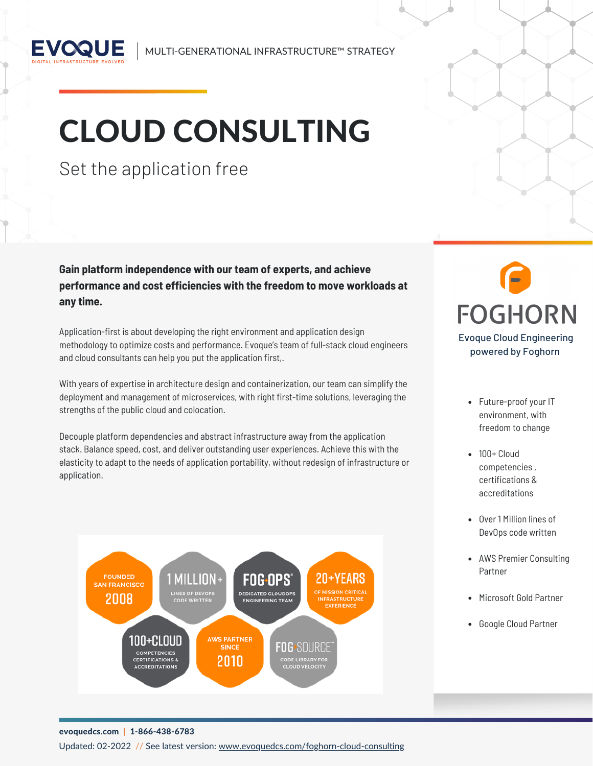EVOQUE | MULTI-GENERATIONAL INFRASTRUCTURE™ STRATEGY

# CLOUD CONSULTING

## Set the application free

**Gain platform independence with our team of experts, and achieve performance and cost efficiencies with the freedom to move workloads at any time.**

Application-first is about developing the right environment and application design methodology to optimize costs and performance. Evoque's team of full-stack cloud engineers and cloud consultants can help you put the application first,.

With years of expertise in architecture design and containerization, our team can simplify the deployment and management of microservices, with right first-time solutions, leveraging the strengths of the public cloud and colocation.

Decouple platform dependencies and abstract infrastructure away from the application stack. Balance speed, cost, and deliver outstanding user experiences. Achieve this with the elasticity to adapt to the needs of application portability, without redesign of infrastructure or application.

- FOUNDED SAN FRANCISCO 2008
- 1 MILLION+ LINES OF DEVOPS CODE WRITTEN
- FOG OPS® DEDICATED CLOUDOPS ENGINEERING TEAM
- 20+YEARS OF MISSION CRITICAL INFRASTRUCTURE EXPERIENCE
- 100+CLOUD COMPETENCIES CERTIFICATIONS & ACCREDITATIONS
- AWS PARTNER SINCE 2010
- FOG SOURCE™ CODE LIBRARY FOR CLOUD VELOCITY

## FOGHORN

Evoque Cloud Engineering powered by Foghorn

- Future-proof your IT environment, with freedom to change
- 100+ Cloud competencies , certifications & accreditations
- Over 1 Million lines of DevOps code written
- AWS Premier Consulting Partner
- Microsoft Gold Partner
- Google Cloud Partner

evoquedcs.com | 1-866-438-6783

Updated: 02-2022 // See latest version: www.evoquedcs.com/foghorn-cloud-consulting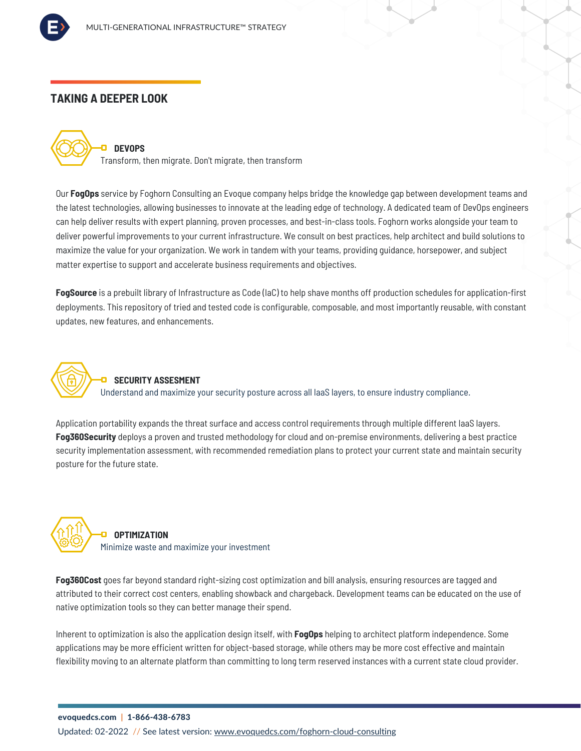## TAKING A DEEPER LOOK

### DEVOPS

Transform, then migrate. Don't migrate, then transform

Our **FogOps** service by Foghorn Consulting an Evoque company helps bridge the knowledge gap between development teams and the latest technologies, allowing businesses to innovate at the leading edge of technology. A dedicated team of DevOps engineers can help deliver results with expert planning, proven processes, and best-in-class tools. Foghorn works alongside your team to deliver powerful improvements to your current infrastructure. We consult on best practices, help architect and build solutions to maximize the value for your organization. We work in tandem with your teams, providing guidance, horsepower, and subject matter expertise to support and accelerate business requirements and objectives.

**FogSource** is a prebuilt library of Infrastructure as Code (IaC) to help shave months off production schedules for application-first deployments. This repository of tried and tested code is configurable, composable, and most importantly reusable, with constant updates, new features, and enhancements.

### SECURITY ASSESMENT

Understand and maximize your security posture across all IaaS layers, to ensure industry compliance.

Application portability expands the threat surface and access control requirements through multiple different IaaS layers. **Fog360Security** deploys a proven and trusted methodology for cloud and on-premise environments, delivering a best practice security implementation assessment, with recommended remediation plans to protect your current state and maintain security posture for the future state.

### OPTIMIZATION

Minimize waste and maximize your investment

**Fog360Cost** goes far beyond standard right-sizing cost optimization and bill analysis, ensuring resources are tagged and attributed to their correct cost centers, enabling showback and chargeback. Development teams can be educated on the use of native optimization tools so they can better manage their spend.

Inherent to optimization is also the application design itself, with **FogOps** helping to architect platform independence. Some applications may be more efficient written for object-based storage, while others may be more cost effective and maintain flexibility moving to an alternate platform than committing to long term reserved instances with a current state cloud provider.

**evoquedcs.com | 1-866-438-6783**

Updated: 02-2022 // See latest version: www.evoquedcs.com/foghorn-cloud-consulting